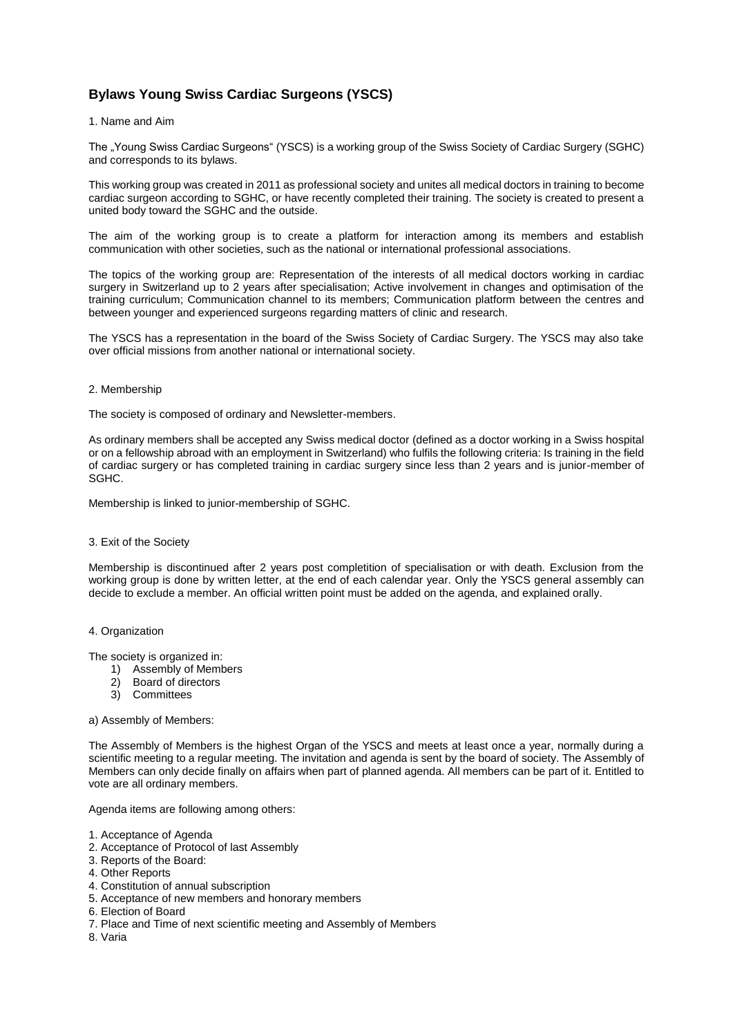# Bylaws Young Swiss Cardiac Surgeons (YSCS)

1. Name and Aim

The „Young Swiss Cardiac Surgeons" (YSCS) is a working group of the Swiss Society of Cardiac Surgery (SGHC) and corresponds to its bylaws.

This working group was created in 2011 as professional society and unites all medical doctors in training to become cardiac surgeon according to SGHC, or have recently completed their training. The society is created to present a united body toward the SGHC and the outside.

The aim of the working group is to create a platform for interaction among its members and establish communication with other societies, such as the national or international professional associations.

The topics of the working group are: Representation of the interests of all medical doctors working in cardiac surgery in Switzerland up to 2 years after specialisation; Active involvement in changes and optimisation of the training curriculum; Communication channel to its members; Communication platform between the centres and between younger and experienced surgeons regarding matters of clinic and research.

The YSCS has a representation in the board of the Swiss Society of Cardiac Surgery. The YSCS may also take over official missions from another national or international society.

2. Membership

The society is composed of ordinary and Newsletter-members.

As ordinary members shall be accepted any Swiss medical doctor (defined as a doctor working in a Swiss hospital or on a fellowship abroad with an employment in Switzerland) who fulfils the following criteria: Is training in the field of cardiac surgery or has completed training in cardiac surgery since less than 2 years and is junior-member of SGHC.

Membership is linked to junior-membership of SGHC.

3. Exit of the Society

Membership is discontinued after 2 years post completition of specialisation or with death. Exclusion from the working group is done by written letter, at the end of each calendar year. Only the YSCS general assembly can decide to exclude a member. An official written point must be added on the agenda, and explained orally.

4. Organization

The society is organized in:

1) Assembly of Members
2) Board of directors
3) Committees

a) Assembly of Members:

The Assembly of Members is the highest Organ of the YSCS and meets at least once a year, normally during a scientific meeting to a regular meeting. The invitation and agenda is sent by the board of society. The Assembly of Members can only decide finally on affairs when part of planned agenda. All members can be part of it. Entitled to vote are all ordinary members.

Agenda items are following among others:

1. Acceptance of Agenda
2. Acceptance of Protocol of last Assembly
3. Reports of the Board:
4. Other Reports
4. Constitution of annual subscription
5. Acceptance of new members and honorary members
6. Election of Board
7. Place and Time of next scientific meeting and Assembly of Members
8. Varia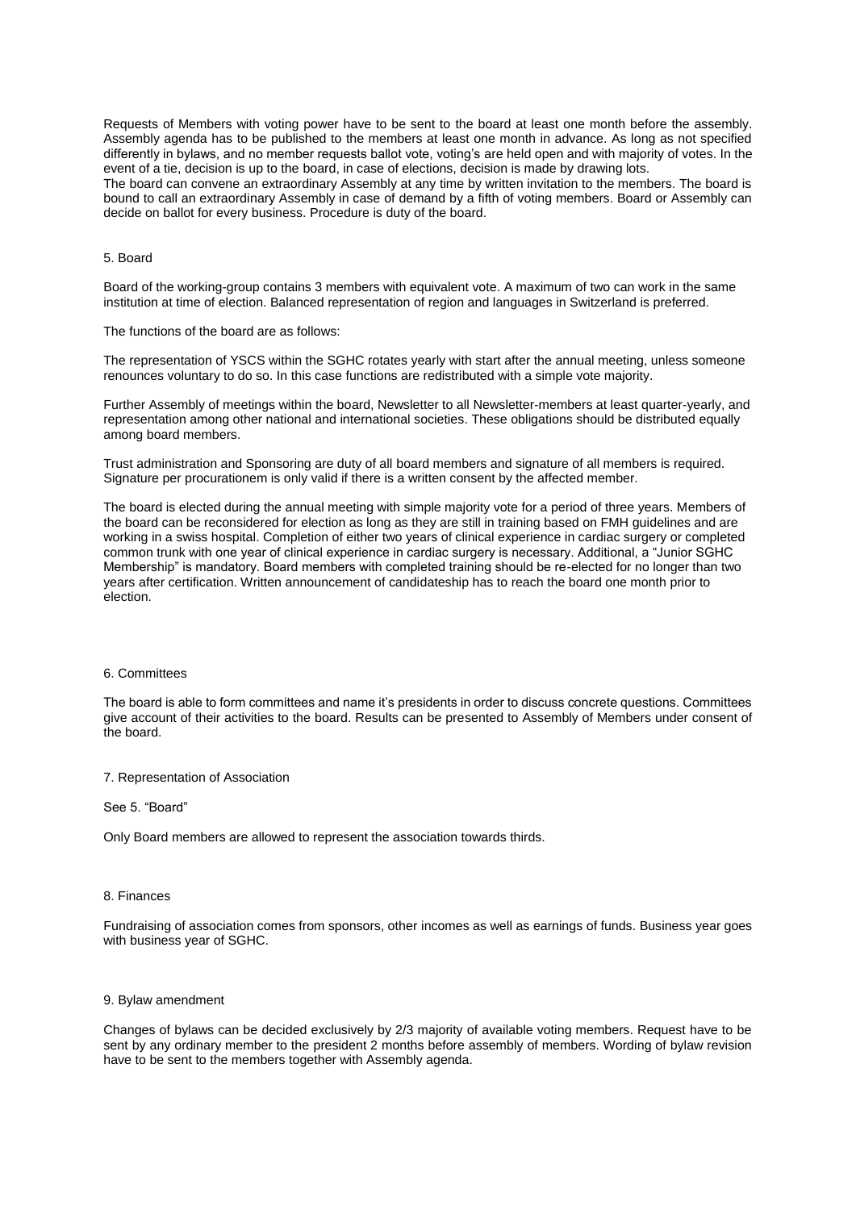Requests of Members with voting power have to be sent to the board at least one month before the assembly. Assembly agenda has to be published to the members at least one month in advance. As long as not specified differently in bylaws, and no member requests ballot vote, voting's are held open and with majority of votes. In the event of a tie, decision is up to the board, in case of elections, decision is made by drawing lots.
The board can convene an extraordinary Assembly at any time by written invitation to the members. The board is bound to call an extraordinary Assembly in case of demand by a fifth of voting members. Board or Assembly can decide on ballot for every business. Procedure is duty of the board.

## 5. Board

Board of the working-group contains 3 members with equivalent vote. A maximum of two can work in the same institution at time of election. Balanced representation of region and languages in Switzerland is preferred.

The functions of the board are as follows:

The representation of YSCS within the SGHC rotates yearly with start after the annual meeting, unless someone renounces voluntary to do so. In this case functions are redistributed with a simple vote majority.

Further Assembly of meetings within the board, Newsletter to all Newsletter-members at least quarter-yearly, and representation among other national and international societies. These obligations should be distributed equally among board members.

Trust administration and Sponsoring are duty of all board members and signature of all members is required. Signature per procurationem is only valid if there is a written consent by the affected member.

The board is elected during the annual meeting with simple majority vote for a period of three years. Members of the board can be reconsidered for election as long as they are still in training based on FMH guidelines and are working in a swiss hospital. Completion of either two years of clinical experience in cardiac surgery or completed common trunk with one year of clinical experience in cardiac surgery is necessary. Additional, a "Junior SGHC Membership" is mandatory. Board members with completed training should be re-elected for no longer than two years after certification. Written announcement of candidateship has to reach the board one month prior to election.

## 6. Committees

The board is able to form committees and name it's presidents in order to discuss concrete questions. Committees give account of their activities to the board. Results can be presented to Assembly of Members under consent of the board.

## 7. Representation of Association

See 5. "Board"

Only Board members are allowed to represent the association towards thirds.

## 8. Finances

Fundraising of association comes from sponsors, other incomes as well as earnings of funds. Business year goes with business year of SGHC.

## 9. Bylaw amendment

Changes of bylaws can be decided exclusively by 2/3 majority of available voting members. Request have to be sent by any ordinary member to the president 2 months before assembly of members. Wording of bylaw revision have to be sent to the members together with Assembly agenda.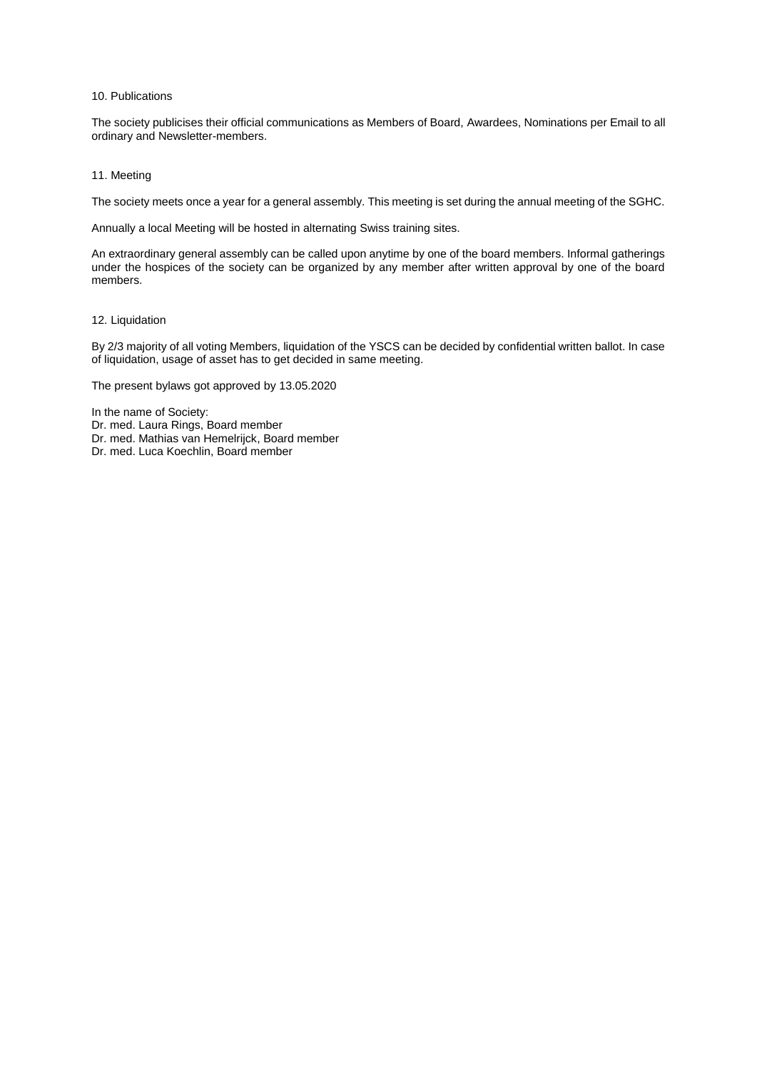## 10. Publications

The society publicises their official communications as Members of Board, Awardees, Nominations per Email to all ordinary and Newsletter-members.

## 11. Meeting

The society meets once a year for a general assembly. This meeting is set during the annual meeting of the SGHC.

Annually a local Meeting will be hosted in alternating Swiss training sites.

An extraordinary general assembly can be called upon anytime by one of the board members. Informal gatherings under the hospices of the society can be organized by any member after written approval by one of the board members.

## 12. Liquidation

By 2/3 majority of all voting Members, liquidation of the YSCS can be decided by confidential written ballot. In case of liquidation, usage of asset has to get decided in same meeting.

The present bylaws got approved by 13.05.2020

In the name of Society:
Dr. med. Laura Rings, Board member
Dr. med. Mathias van Hemelrijck, Board member
Dr. med. Luca Koechlin, Board member